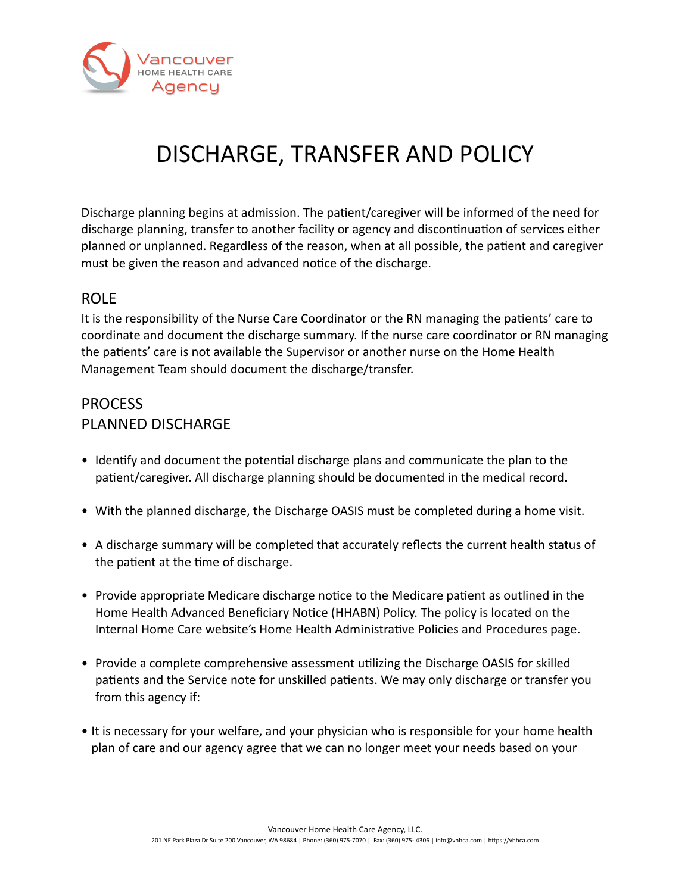# DISCHARGE, TRANSFER AND POLICY

Discharge planning begins at admission. The patient/caregiver will be informed of the need for discharge planning, transfer to another facility or agency and discontinuation of services either planned or unplanned. Regardless of the reason, when at all possible, the patient and caregiver must be given the reason and advanced notice of the discharge.

## ROLE

It is the responsibility of the Nurse Care Coordinator or the RN managing the patients' care to coordinate and document the discharge summary. If the nurse care coordinator or RN managing the patients' care is not available the Supervisor or another nurse on the Home Health Management Team should document the discharge/transfer.

## PROCESS

## PLANNED DISCHARGE

- Identify and document the potential discharge plans and communicate the plan to the patient/caregiver. All discharge planning should be documented in the medical record.
- With the planned discharge, the Discharge OASIS must be completed during a home visit.
- A discharge summary will be completed that accurately reflects the current health status of the patient at the time of discharge.
- Provide appropriate Medicare discharge notice to the Medicare patient as outlined in the Home Health Advanced Beneficiary Notice (HHABN) Policy. The policy is located on the Internal Home Care website's Home Health Administrative Policies and Procedures page.
- Provide a complete comprehensive assessment utilizing the Discharge OASIS for skilled patients and the Service note for unskilled patients. We may only discharge or transfer you from this agency if:

- It is necessary for your welfare, and your physician who is responsible for your home health plan of care and our agency agree that we can no longer meet your needs based on your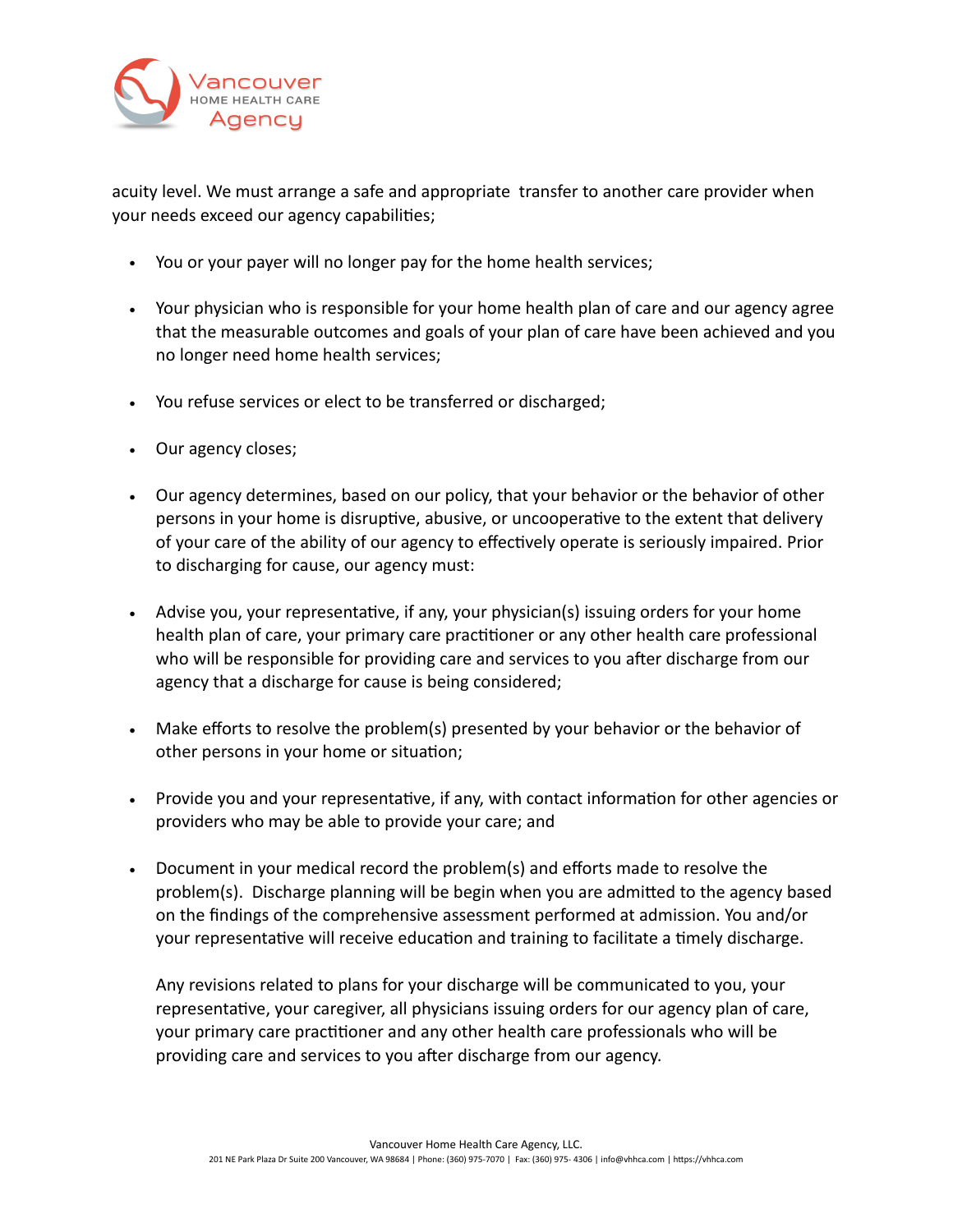acuity level. We must arrange a safe and appropriate transfer to another care provider when your needs exceed our agency capabilities;

- You or your payer will no longer pay for the home health services;
- Your physician who is responsible for your home health plan of care and our agency agree that the measurable outcomes and goals of your plan of care have been achieved and you no longer need home health services;
- You refuse services or elect to be transferred or discharged;
- Our agency closes;
- Our agency determines, based on our policy, that your behavior or the behavior of other persons in your home is disruptive, abusive, or uncooperative to the extent that delivery of your care of the ability of our agency to effectively operate is seriously impaired. Prior to discharging for cause, our agency must:
- Advise you, your representative, if any, your physician(s) issuing orders for your home health plan of care, your primary care practitioner or any other health care professional who will be responsible for providing care and services to you after discharge from our agency that a discharge for cause is being considered;
- Make efforts to resolve the problem(s) presented by your behavior or the behavior of other persons in your home or situation;
- Provide you and your representative, if any, with contact information for other agencies or providers who may be able to provide your care; and
- Document in your medical record the problem(s) and efforts made to resolve the problem(s). Discharge planning will be begin when you are admitted to the agency based on the findings of the comprehensive assessment performed at admission. You and/or your representative will receive education and training to facilitate a timely discharge.

  Any revisions related to plans for your discharge will be communicated to you, your representative, your caregiver, all physicians issuing orders for our agency plan of care, your primary care practitioner and any other health care professionals who will be providing care and services to you after discharge from our agency.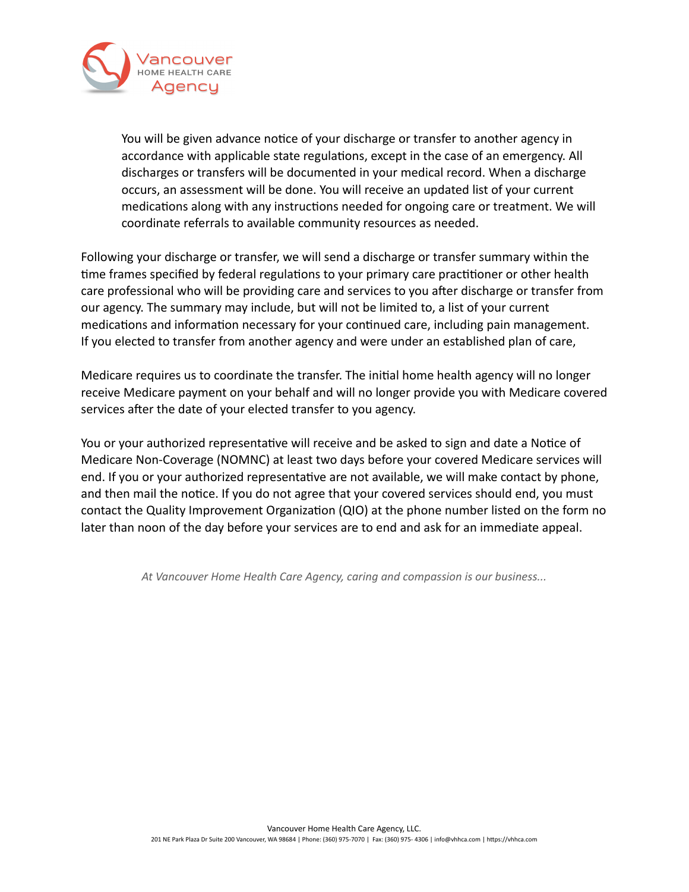You will be given advance notice of your discharge or transfer to another agency in accordance with applicable state regulations, except in the case of an emergency. All discharges or transfers will be documented in your medical record. When a discharge occurs, an assessment will be done. You will receive an updated list of your current medications along with any instructions needed for ongoing care or treatment. We will coordinate referrals to available community resources as needed.

Following your discharge or transfer, we will send a discharge or transfer summary within the time frames specified by federal regulations to your primary care practitioner or other health care professional who will be providing care and services to you after discharge or transfer from our agency. The summary may include, but will not be limited to, a list of your current medications and information necessary for your continued care, including pain management. If you elected to transfer from another agency and were under an established plan of care,

Medicare requires us to coordinate the transfer. The initial home health agency will no longer receive Medicare payment on your behalf and will no longer provide you with Medicare covered services after the date of your elected transfer to you agency.

You or your authorized representative will receive and be asked to sign and date a Notice of Medicare Non-Coverage (NOMNC) at least two days before your covered Medicare services will end. If you or your authorized representative are not available, we will make contact by phone, and then mail the notice. If you do not agree that your covered services should end, you must contact the Quality Improvement Organization (QIO) at the phone number listed on the form no later than noon of the day before your services are to end and ask for an immediate appeal.

*At Vancouver Home Health Care Agency, caring and compassion is our business...*